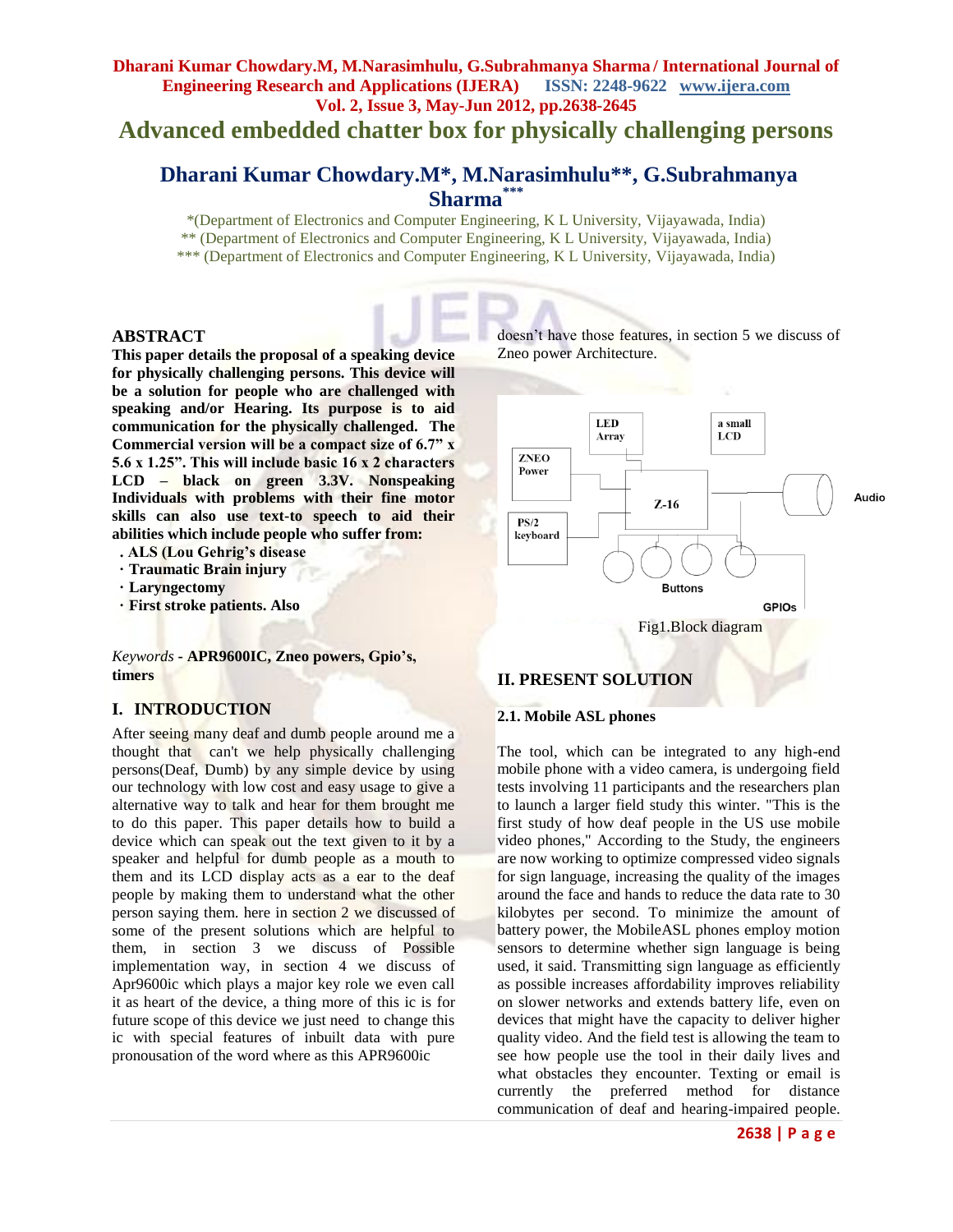# Advanced embedded chatter box for physically challenging persons

## Dharani Kumar Chowdary.M*, M.Narasimhulu**, G.Subrahmanya Sharma***

*(Department of Electronics and Computer Engineering, K L University, Vijayawada, India)
** (Department of Electronics and Computer Engineering, K L University, Vijayawada, India)
*** (Department of Electronics and Computer Engineering, K L University, Vijayawada, India)

## ABSTRACT

**This paper details the proposal of a speaking device for physically challenging persons. This device will be a solution for people who are challenged with speaking and/or Hearing. Its purpose is to aid communication for the physically challenged. The Commercial version will be a compact size of 6.7" x 5.6 x 1.25". This will include basic 16 x 2 characters LCD – black on green 3.3V. Nonspeaking Individuals with problems with their fine motor skills can also use text-to speech to aid their abilities which include people who suffer from:**

- **ALS (Lou Gehrig's disease**
- **Traumatic Brain injury**
- **Laryngectomy**
- **First stroke patients. Also**

*Keywords* - **APR9600IC, Zneo powers, Gpio's, timers**

## I. INTRODUCTION

After seeing many deaf and dumb people around me a thought that can't we help physically challenging persons(Deaf, Dumb) by any simple device by using our technology with low cost and easy usage to give a alternative way to talk and hear for them brought me to do this paper. This paper details how to build a device which can speak out the text given to it by a speaker and helpful for dumb people as a mouth to them and its LCD display acts as a ear to the deaf people by making them to understand what the other person saying them. here in section 2 we discussed of some of the present solutions which are helpful to them, in section 3 we discuss of Possible implementation way, in section 4 we discuss of Apr9600ic which plays a major key role we even call it as heart of the device, a thing more of this ic is for future scope of this device we just need to change this ic with special features of inbuilt data with pure pronousation of the word where as this APR9600ic doesn't have those features, in section 5 we discuss of Zneo power Architecture.

Fig1.Block diagram

## II. PRESENT SOLUTION

### 2.1. Mobile ASL phones

The tool, which can be integrated to any high-end mobile phone with a video camera, is undergoing field tests involving 11 participants and the researchers plan to launch a larger field study this winter. "This is the first study of how deaf people in the US use mobile video phones," According to the Study, the engineers are now working to optimize compressed video signals for sign language, increasing the quality of the images around the face and hands to reduce the data rate to 30 kilobytes per second. To minimize the amount of battery power, the MobileASL phones employ motion sensors to determine whether sign language is being used, it said. Transmitting sign language as efficiently as possible increases affordability improves reliability on slower networks and extends battery life, even on devices that might have the capacity to deliver higher quality video. And the field test is allowing the team to see how people use the tool in their daily lives and what obstacles they encounter. Texting or email is currently the preferred method for distance communication of deaf and hearing-impaired people.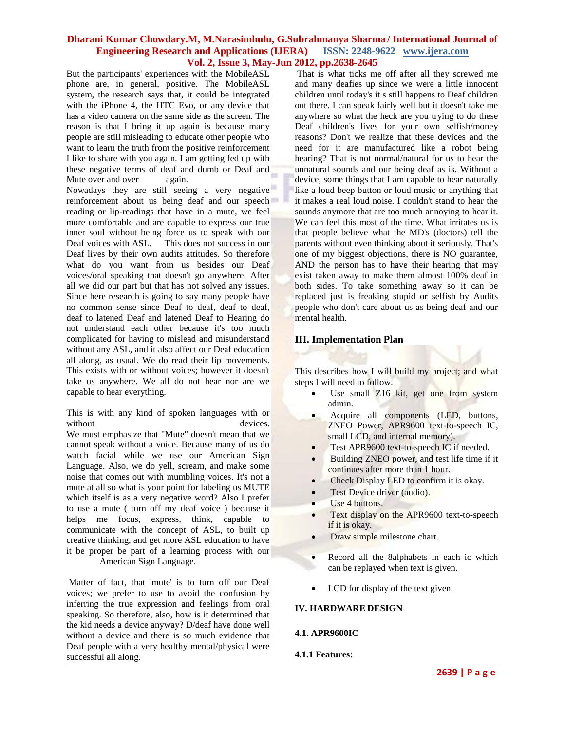But the participants' experiences with the MobileASL phone are, in general, positive. The MobileASL system, the research says that, it could be integrated with the iPhone 4, the HTC Evo, or any device that has a video camera on the same side as the screen. The reason is that I bring it up again is because many people are still misleading to educate other people who want to learn the truth from the positive reinforcement I like to share with you again. I am getting fed up with these negative terms of deaf and dumb or Deaf and Mute over and over again.

Nowadays they are still seeing a very negative reinforcement about us being deaf and our speech reading or lip-readings that have in a mute, we feel more comfortable and are capable to express our true inner soul without being force us to speak with our Deaf voices with ASL. This does not success in our Deaf lives by their own audits attitudes. So therefore what do you want from us besides our Deaf voices/oral speaking that doesn't go anywhere. After all we did our part but that has not solved any issues. Since here research is going to say many people have no common sense since Deaf to deaf, deaf to deaf, deaf to latened Deaf and latened Deaf to Hearing do not understand each other because it's too much complicated for having to mislead and misunderstand without any ASL, and it also affect our Deaf education all along, as usual. We do read their lip movements. This exists with or without voices; however it doesn't take us anywhere. We all do not hear nor are we capable to hear everything.

This is with any kind of spoken languages with or without devices.

We must emphasize that "Mute" doesn't mean that we cannot speak without a voice. Because many of us do watch facial while we use our American Sign Language. Also, we do yell, scream, and make some noise that comes out with mumbling voices. It's not a mute at all so what is your point for labeling us MUTE which itself is as a very negative word? Also I prefer to use a mute ( turn off my deaf voice ) because it helps me focus, express, think, capable to communicate with the concept of ASL, to built up creative thinking, and get more ASL education to have it be proper be part of a learning process with our American Sign Language.

Matter of fact, that 'mute' is to turn off our Deaf voices; we prefer to use to avoid the confusion by inferring the true expression and feelings from oral speaking. So therefore, also, how is it determined that the kid needs a device anyway? D/deaf have done well without a device and there is so much evidence that Deaf people with a very healthy mental/physical were successful all along.

That is what ticks me off after all they screwed me and many deafies up since we were a little innocent children until today's it s still happens to Deaf children out there. I can speak fairly well but it doesn't take me anywhere so what the heck are you trying to do these Deaf children's lives for your own selfish/money reasons? Don't we realize that these devices and the need for it are manufactured like a robot being hearing? That is not normal/natural for us to hear the unnatural sounds and our being deaf as is. Without a device, some things that I am capable to hear naturally like a loud beep button or loud music or anything that it makes a real loud noise. I couldn't stand to hear the sounds anymore that are too much annoying to hear it. We can feel this most of the time. What irritates us is that people believe what the MD's (doctors) tell the parents without even thinking about it seriously. That's one of my biggest objections, there is NO guarantee, AND the person has to have their hearing that may exist taken away to make them almost 100% deaf in both sides. To take something away so it can be replaced just is freaking stupid or selfish by Audits people who don't care about us as being deaf and our mental health.

## III. Implementation Plan

This describes how I will build my project; and what steps I will need to follow.

- Use small Z16 kit, get one from system admin.
- Acquire all components (LED, buttons, ZNEO Power, APR9600 text-to-speech IC, small LCD, and internal memory).
- Test APR9600 text-to-speech IC if needed.
- Building ZNEO power, and test life time if it continues after more than 1 hour.
- Check Display LED to confirm it is okay.
- Test Device driver (audio).
- Use 4 buttons.
- Text display on the APR9600 text-to-speech if it is okay.
- Draw simple milestone chart.
- Record all the 8alphabets in each ic which can be replayed when text is given.
- LCD for display of the text given.

## IV. HARDWARE DESIGN

### 4.1. APR9600IC

#### 4.1.1 Features: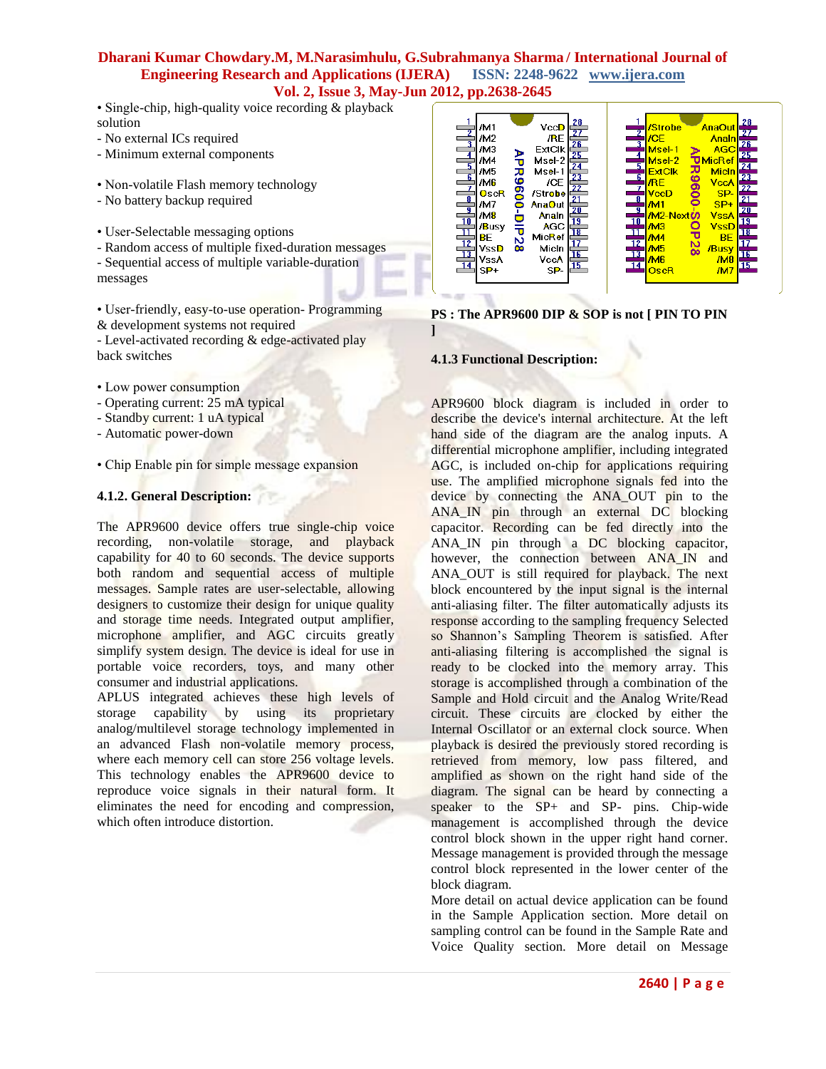• Single-chip, high-quality voice recording & playback solution
- No external ICs required
- Minimum external components

• Non-volatile Flash memory technology
- No battery backup required

• User-Selectable messaging options
- Random access of multiple fixed-duration messages
- Sequential access of multiple variable-duration messages

• User-friendly, easy-to-use operation- Programming & development systems not required
- Level-activated recording & edge-activated play back switches

• Low power consumption
- Operating current: 25 mA typical
- Standby current: 1 uA typical
- Automatic power-down

• Chip Enable pin for simple message expansion

### 4.1.2. General Description:

The APR9600 device offers true single-chip voice recording, non-volatile storage, and playback capability for 40 to 60 seconds. The device supports both random and sequential access of multiple messages. Sample rates are user-selectable, allowing designers to customize their design for unique quality and storage time needs. Integrated output amplifier, microphone amplifier, and AGC circuits greatly simplify system design. The device is ideal for use in portable voice recorders, toys, and many other consumer and industrial applications.
APLUS integrated achieves these high levels of storage capability by using its proprietary analog/multilevel storage technology implemented in an advanced Flash non-volatile memory process, where each memory cell can store 256 voltage levels. This technology enables the APR9600 device to reproduce voice signals in their natural form. It eliminates the need for encoding and compression, which often introduce distortion.

| Pin | APR9600-DIP28 | | Pin |
|---|---|---|---|
| 1 | /M1 | VccD | 28 |
| 2 | /M2 | /RE | 27 |
| 3 | /M3 | ExtClk | 26 |
| 4 | /M4 | Msel-2 | 25 |
| 5 | /M5 | Msel-1 | 24 |
| 6 | /M6 | /CE | 23 |
| 7 | OscR | /Strobe | 22 |
| 8 | /M7 | AnaOut | 21 |
| 9 | /M8 | AnaIn | 20 |
| 10 | /Busy | AGC | 19 |
| 11 | BE | MicRef | 18 |
| 12 | VssD | MicIn | 17 |
| 13 | VssA | VccA | 16 |
| 14 | SP+ | SP- | 15 |

| Pin | APR9600-SOP28 | | Pin |
|---|---|---|---|
| 1 | /Strobe | AnaOut | 28 |
| 2 | /CE | AnaIn | 27 |
| 3 | Msel-1 | AGC | 26 |
| 4 | Msel-2 | MicRef | 25 |
| 5 | ExtClk | MicIn | 24 |
| 6 | /RE | VccA | 23 |
| 7 | VccD | SP- | 22 |
| 8 | /M1 | SP+ | 21 |
| 9 | /M2-Next | VssA | 20 |
| 10 | /M3 | VssD | 19 |
| 11 | /M4 | BE | 18 |
| 12 | /M5 | /Busy | 17 |
| 13 | /M6 | /M8 | 16 |
| 14 | OscR | /M7 | 15 |

**PS : The APR9600 DIP & SOP is not [ PIN TO PIN ]**

### 4.1.3 Functional Description:

APR9600 block diagram is included in order to describe the device's internal architecture. At the left hand side of the diagram are the analog inputs. A differential microphone amplifier, including integrated AGC, is included on-chip for applications requiring use. The amplified microphone signals fed into the device by connecting the ANA_OUT pin to the ANA_IN pin through an external DC blocking capacitor. Recording can be fed directly into the ANA_IN pin through a DC blocking capacitor, however, the connection between ANA_IN and ANA_OUT is still required for playback. The next block encountered by the input signal is the internal anti-aliasing filter. The filter automatically adjusts its response according to the sampling frequency Selected so Shannon's Sampling Theorem is satisfied. After anti-aliasing filtering is accomplished the signal is ready to be clocked into the memory array. This storage is accomplished through a combination of the Sample and Hold circuit and the Analog Write/Read circuit. These circuits are clocked by either the Internal Oscillator or an external clock source. When playback is desired the previously stored recording is retrieved from memory, low pass filtered, and amplified as shown on the right hand side of the diagram. The signal can be heard by connecting a speaker to the SP+ and SP- pins. Chip-wide management is accomplished through the device control block shown in the upper right hand corner. Message management is provided through the message control block represented in the lower center of the block diagram.
More detail on actual device application can be found in the Sample Application section. More detail on sampling control can be found in the Sample Rate and Voice Quality section. More detail on Message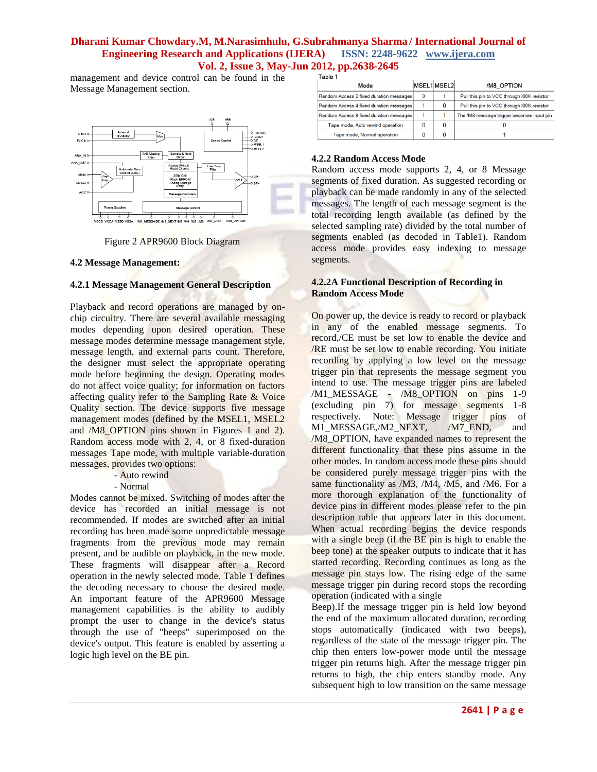management and device control can be found in the Message Management section.

Figure 2 APR9600 Block Diagram

### 4.2 Message Management:

### 4.2.1 Message Management General Description

Playback and record operations are managed by on-chip circuitry. There are several available messaging modes depending upon desired operation. These message modes determine message management style, message length, and external parts count. Therefore, the designer must select the appropriate operating mode before beginning the design. Operating modes do not affect voice quality; for information on factors affecting quality refer to the Sampling Rate & Voice Quality section. The device supports five message management modes (defined by the MSEL1, MSEL2 and /M8_OPTION pins shown in Figures 1 and 2). Random access mode with 2, 4, or 8 fixed-duration messages Tape mode, with multiple variable-duration messages, provides two options:

- Auto rewind
- Normal

Modes cannot be mixed. Switching of modes after the device has recorded an initial message is not recommended. If modes are switched after an initial recording has been made some unpredictable message fragments from the previous mode may remain present, and be audible on playback, in the new mode. These fragments will disappear after a Record operation in the newly selected mode. Table 1 defines the decoding necessary to choose the desired mode. An important feature of the APR9600 Message management capabilities is the ability to audibly prompt the user to change in the device's status through the use of "beeps" superimposed on the device's output. This feature is enabled by asserting a logic high level on the BE pin.

Table 1

| Mode | MSEL1 | MSEL2 | /M8_OPTION |
|---|---|---|---|
| Random Access 2 fixed duration messages | 0 | 1 | Pull this pin to VCC through l00K resistor |
| Random Access 4 fixed duration messages | 1 | 0 | Pull this pin to VCC through l00K resistor |
| Random Access 8 fixed duration messages | 1 | 1 | The /M8 message trigger becomes input pin |
| Tape mode, Auto rewind operation | 0 | 0 | 0 |
| Tape mode, Normal operation | 0 | 0 | 1 |

### 4.2.2 Random Access Mode

Random access mode supports 2, 4, or 8 Message segments of fixed duration. As suggested recording or playback can be made randomly in any of the selected messages. The length of each message segment is the total recording length available (as defined by the selected sampling rate) divided by the total number of segments enabled (as decoded in Table1). Random access mode provides easy indexing to message segments.

### 4.2.2A Functional Description of Recording in Random Access Mode

On power up, the device is ready to record or playback in any of the enabled message segments. To record,/CE must be set low to enable the device and /RE must be set low to enable recording. You initiate recording by applying a low level on the message trigger pin that represents the message segment you intend to use. The message trigger pins are labeled /M1_MESSAGE - /M8_OPTION on pins 1-9 (excluding pin 7) for message segments 1-8 respectively. Note: Message trigger pins of M1_MESSAGE,/M2_NEXT, /M7_END, and /M8_OPTION, have expanded names to represent the different functionality that these pins assume in the other modes. In random access mode these pins should be considered purely message trigger pins with the same functionality as /M3, /M4, /M5, and /M6. For a more thorough explanation of the functionality of device pins in different modes please refer to the pin description table that appears later in this document. When actual recording begins the device responds with a single beep (if the BE pin is high to enable the beep tone) at the speaker outputs to indicate that it has started recording. Recording continues as long as the message pin stays low. The rising edge of the same message trigger pin during record stops the recording operation (indicated with a single Beep).If the message trigger pin is held low beyond the end of the maximum allocated duration, recording stops automatically (indicated with two beeps), regardless of the state of the message trigger pin. The chip then enters low-power mode until the message trigger pin returns high. After the message trigger pin returns to high, the chip enters standby mode. Any subsequent high to low transition on the same message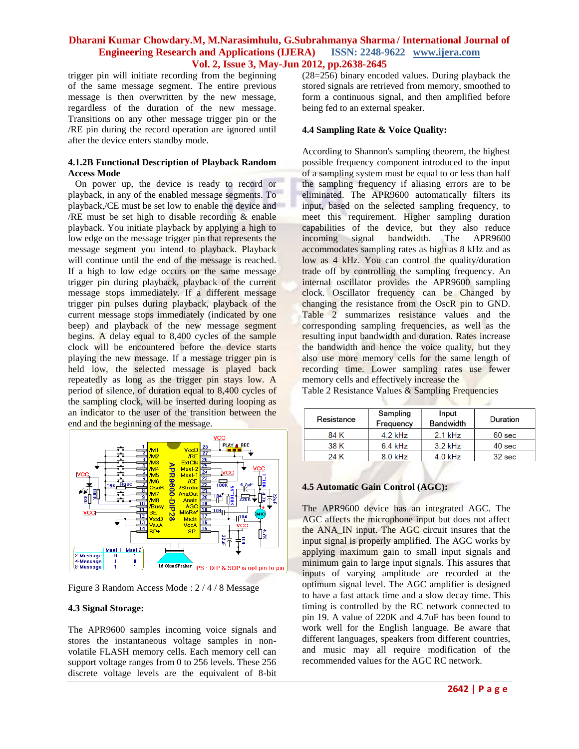trigger pin will initiate recording from the beginning of the same message segment. The entire previous message is then overwritten by the new message, regardless of the duration of the new message. Transitions on any other message trigger pin or the /RE pin during the record operation are ignored until after the device enters standby mode.

### 4.1.2B Functional Description of Playback Random Access Mode

On power up, the device is ready to record or playback, in any of the enabled message segments. To playback,/CE must be set low to enable the device and /RE must be set high to disable recording & enable playback. You initiate playback by applying a high to low edge on the message trigger pin that represents the message segment you intend to playback. Playback will continue until the end of the message is reached. If a high to low edge occurs on the same message trigger pin during playback, playback of the current message stops immediately. If a different message trigger pin pulses during playback, playback of the current message stops immediately (indicated by one beep) and playback of the new message segment begins. A delay equal to 8,400 cycles of the sample clock will be encountered before the device starts playing the new message. If a message trigger pin is held low, the selected message is played back repeatedly as long as the trigger pin stays low. A period of silence, of duration equal to 8,400 cycles of the sampling clock, will be inserted during looping as an indicator to the user of the transition between the end and the beginning of the message.

Figure 3 Random Access Mode : 2 / 4 / 8 Message

### 4.3 Signal Storage:

The APR9600 samples incoming voice signals and stores the instantaneous voltage samples in non-volatile FLASH memory cells. Each memory cell can support voltage ranges from 0 to 256 levels. These 256 discrete voltage levels are the equivalent of 8-bit ($2^8$=256) binary encoded values. During playback the stored signals are retrieved from memory, smoothed to form a continuous signal, and then amplified before being fed to an external speaker.

### 4.4 Sampling Rate & Voice Quality:

According to Shannon's sampling theorem, the highest possible frequency component introduced to the input of a sampling system must be equal to or less than half the sampling frequency if aliasing errors are to be eliminated. The APR9600 automatically filters its input, based on the selected sampling frequency, to meet this requirement. Higher sampling duration capabilities of the device, but they also reduce incoming signal bandwidth. The APR9600 accommodates sampling rates as high as 8 kHz and as low as 4 kHz. You can control the quality/duration trade off by controlling the sampling frequency. An internal oscillator provides the APR9600 sampling clock. Oscillator frequency can be Changed by changing the resistance from the OscR pin to GND. Table 2 summarizes resistance values and the corresponding sampling frequencies, as well as the resulting input bandwidth and duration. Rates increase the bandwidth and hence the voice quality, but they also use more memory cells for the same length of recording time. Lower sampling rates use fewer memory cells and effectively increase the

Table 2 Resistance Values & Sampling Frequencies

| Resistance | Sampling Frequency | Input Bandwidth | Duration |
|---|---|---|---|
| 84 K | 4.2 kHz | 2.1 kHz | 60 sec |
| 38 K | 6.4 kHz | 3.2 kHz | 40 sec |
| 24 K | 8.0 kHz | 4.0 kHz | 32 sec |

### 4.5 Automatic Gain Control (AGC):

The APR9600 device has an integrated AGC. The AGC affects the microphone input but does not affect the ANA_IN input. The AGC circuit insures that the input signal is properly amplified. The AGC works by applying maximum gain to small input signals and minimum gain to large input signals. This assures that inputs of varying amplitude are recorded at the optimum signal level. The AGC amplifier is designed to have a fast attack time and a slow decay time. This timing is controlled by the RC network connected to pin 19. A value of 220K and 4.7uF has been found to work well for the English language. Be aware that different languages, speakers from different countries, and music may all require modification of the recommended values for the AGC RC network.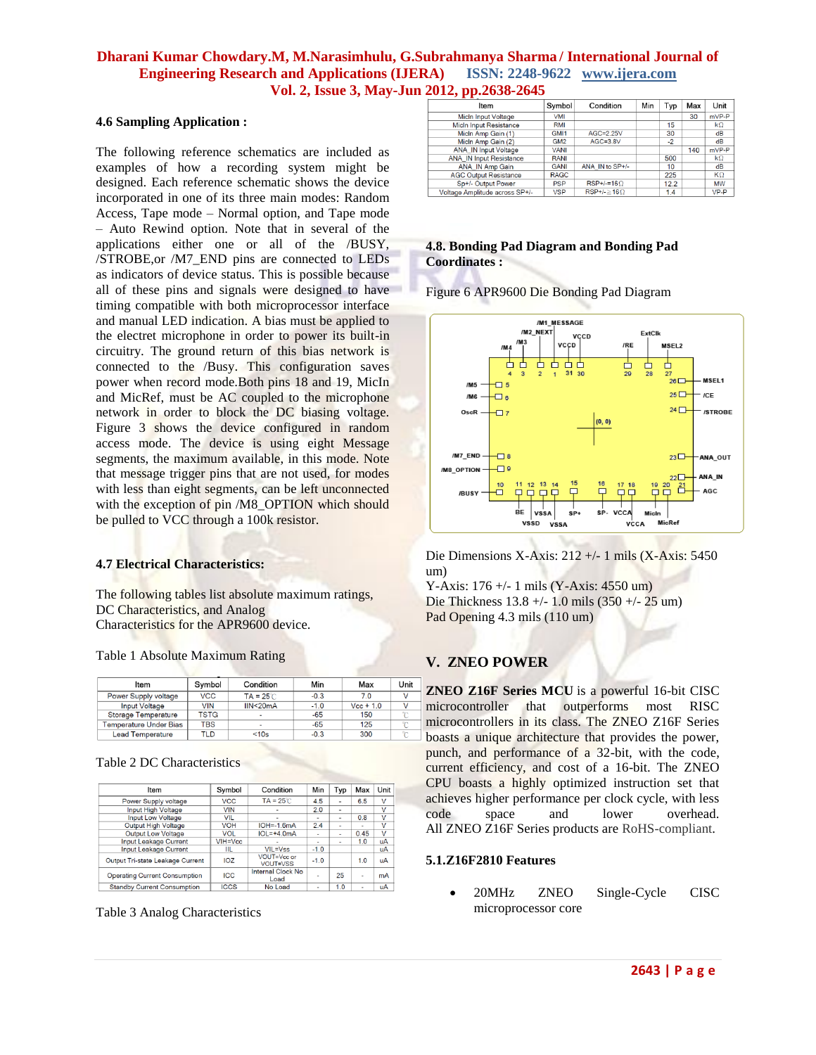### 4.6 Sampling Application :

The following reference schematics are included as examples of how a recording system might be designed. Each reference schematic shows the device incorporated in one of its three main modes: Random Access, Tape mode – Normal option, and Tape mode – Auto Rewind option. Note that in several of the applications either one or all of the /BUSY, /STROBE,or /M7_END pins are connected to LEDs as indicators of device status. This is possible because all of these pins and signals were designed to have timing compatible with both microprocessor interface and manual LED indication. A bias must be applied to the electret microphone in order to power its built-in circuitry. The ground return of this bias network is connected to the /Busy. This configuration saves power when record mode.Both pins 18 and 19, MicIn and MicRef, must be AC coupled to the microphone network in order to block the DC biasing voltage. Figure 3 shows the device configured in random access mode. The device is using eight Message segments, the maximum available, in this mode. Note that message trigger pins that are not used, for modes with less than eight segments, can be left unconnected with the exception of pin /M8_OPTION which should be pulled to VCC through a 100k resistor.

### 4.7 Electrical Characteristics:

The following tables list absolute maximum ratings, DC Characteristics, and Analog Characteristics for the APR9600 device.

Table 1 Absolute Maximum Rating

| Item | Symbol | Condition | Min | Max | Unit |
|---|---|---|---|---|---|
| Power Supply voltage | VCC | TA = 25℃ | -0.3 | 7.0 | V |
| Input Voltage | VIN | IIN<20mA | -1.0 | Vcc + 1.0 | V |
| Storage Temperature | TSTG | - | -65 | 150 | ℃ |
| Temperature Under Bias | TBS | - | -65 | 125 | ℃ |
| Lead Temperature | TLD | <10s | -0.3 | 300 | ℃ |

Table 2 DC Characteristics

| Item | Symbol | Condition | Min | Typ | Max | Unit |
|---|---|---|---|---|---|---|
| Power Supply voltage | VCC | TA = 25℃ | 4.5 | - | 6.5 | V |
| Input High Voltage | VIH | - | 2.0 | - | | V |
| Input Low Voltage | VIL | - | - | - | 0.8 | V |
| Output High Voltage | VOH | IOH=-1.6mA | 2.4 | - | - | V |
| Output Low Voltage | VOL | IOL=+4.0mA | - | - | 0.45 | V |
| Input Leakage Current | VIH=Vcc | - | - | - | 1.0 | uA |
| Input Leakage Current | IIL | VIL=Vss | -1.0 | | | uA |
| Output Tri-state Leakage Current | IOZ | VOUT=Vcc or VOUT=VSS | -1.0 | | 1.0 | uA |
| Operating Current Consumption | ICC | Internal Clock No Load | - | 25 | - | mA |
| Standby Current Consumption | ICCS | No Load | - | 1.0 | - | uA |

Table 3 Analog Characteristics

| Item | Symbol | Condition | Min | Typ | Max | Unit |
|---|---|---|---|---|---|---|
| MicIn Input Voltage | VMI | | | | 30 | mVP-P |
| MicIn Input Resistance | RMI | | | 15 | | kΩ |
| MicIn Amp Gain (1) | GMI1 | AGC=2.25V | | 30 | | dB |
| MicIn Amp Gain (2) | GM2 | AGC=3.8V | | -2 | | dB |
| ANA_IN Input Voltage | VANI | | | | 140 | mVP-P |
| ANA_IN Input Resistance | RANI | | | 500 | | kΩ |
| ANA_IN Amp Gain | GANI | ANA_IN to SP+/- | | 10 | | dB |
| AGC Output Resistance | RAGC | | | 225 | | KΩ |
| Sp+/- Output Power | PSP | RSP+/-=16Ω | | 12.2 | | MW |
| Voltage Amplitude across SP+/- | VSP | RSP+/-≥16Ω | | 1.4 | | VP-P |

### 4.8. Bonding Pad Diagram and Bonding Pad Coordinates :

Figure 6 APR9600 Die Bonding Pad Diagram

Die Dimensions X-Axis: 212 +/- 1 mils (X-Axis: 5450 um)
Y-Axis: 176 +/- 1 mils (Y-Axis: 4550 um)
Die Thickness 13.8 +/- 1.0 mils (350 +/- 25 um)
Pad Opening 4.3 mils (110 um)

## V. ZNEO POWER

**ZNEO Z16F Series MCU** is a powerful 16-bit CISC microcontroller that outperforms most RISC microcontrollers in its class. The ZNEO Z16F Series boasts a unique architecture that provides the power, punch, and performance of a 32-bit, with the code, current efficiency, and cost of a 16-bit. The ZNEO CPU boasts a highly optimized instruction set that achieves higher performance per clock cycle, with less code space and lower overhead. All ZNEO Z16F Series products are RoHS-compliant.

### 5.1.Z16F2810 Features

- 20MHz ZNEO Single-Cycle CISC microprocessor core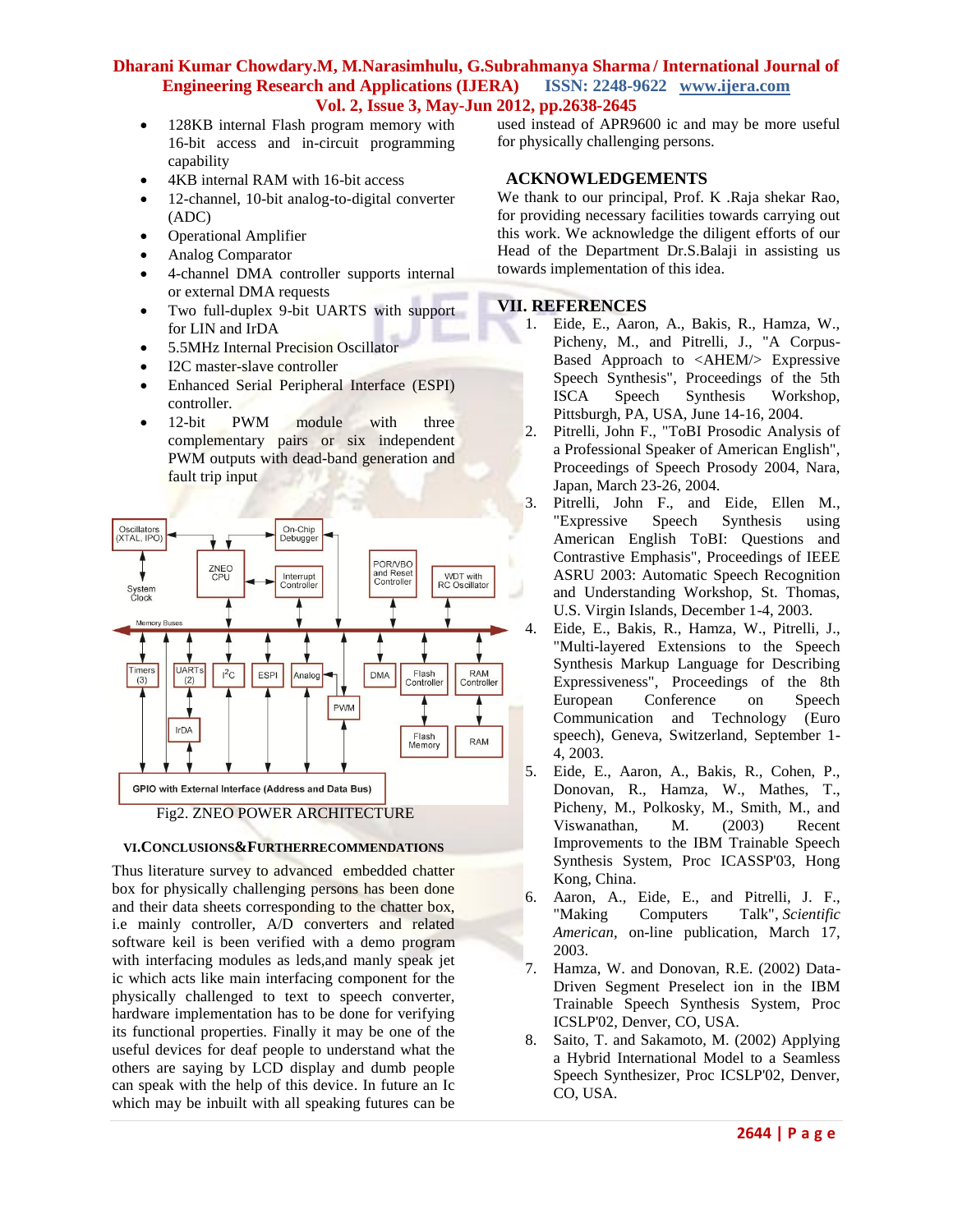- 128KB internal Flash program memory with 16-bit access and in-circuit programming capability
- 4KB internal RAM with 16-bit access
- 12-channel, 10-bit analog-to-digital converter (ADC)
- Operational Amplifier
- Analog Comparator
- 4-channel DMA controller supports internal or external DMA requests
- Two full-duplex 9-bit UARTS with support for LIN and IrDA
- 5.5MHz Internal Precision Oscillator
- I2C master-slave controller
- Enhanced Serial Peripheral Interface (ESPI) controller.
- 12-bit PWM module with three complementary pairs or six independent PWM outputs with dead-band generation and fault trip input

Fig2. ZNEO POWER ARCHITECTURE

## VI. CONCLUSIONS & FURTHER RECOMMENDATIONS

Thus literature survey to advanced embedded chatter box for physically challenging persons has been done and their data sheets corresponding to the chatter box, i.e mainly controller, A/D converters and related software keil is been verified with a demo program with interfacing modules as leds,and manly speak jet ic which acts like main interfacing component for the physically challenged to text to speech converter, hardware implementation has to be done for verifying its functional properties. Finally it may be one of the useful devices for deaf people to understand what the others are saying by LCD display and dumb people can speak with the help of this device. In future an Ic which may be inbuilt with all speaking futures can be used instead of APR9600 ic and may be more useful for physically challenging persons.

## ACKNOWLEDGEMENTS

We thank to our principal, Prof. K .Raja shekar Rao, for providing necessary facilities towards carrying out this work. We acknowledge the diligent efforts of our Head of the Department Dr.S.Balaji in assisting us towards implementation of this idea.

## VII. REFERENCES

1. Eide, E., Aaron, A., Bakis, R., Hamza, W., Picheny, M., and Pitrelli, J., "A Corpus-Based Approach to <AHEM/> Expressive Speech Synthesis", Proceedings of the 5th ISCA Speech Synthesis Workshop, Pittsburgh, PA, USA, June 14-16, 2004.
2. Pitrelli, John F., "ToBI Prosodic Analysis of a Professional Speaker of American English", Proceedings of Speech Prosody 2004, Nara, Japan, March 23-26, 2004.
3. Pitrelli, John F., and Eide, Ellen M., "Expressive Speech Synthesis using American English ToBI: Questions and Contrastive Emphasis", Proceedings of IEEE ASRU 2003: Automatic Speech Recognition and Understanding Workshop, St. Thomas, U.S. Virgin Islands, December 1-4, 2003.
4. Eide, E., Bakis, R., Hamza, W., Pitrelli, J., "Multi-layered Extensions to the Speech Synthesis Markup Language for Describing Expressiveness", Proceedings of the 8th European Conference on Speech Communication and Technology (Euro speech), Geneva, Switzerland, September 1-4, 2003.
5. Eide, E., Aaron, A., Bakis, R., Cohen, P., Donovan, R., Hamza, W., Mathes, T., Picheny, M., Polkosky, M., Smith, M., and Viswanathan, M. (2003) Recent Improvements to the IBM Trainable Speech Synthesis System, Proc ICASSP'03, Hong Kong, China.
6. Aaron, A., Eide, E., and Pitrelli, J. F., "Making Computers Talk", *Scientific American*, on-line publication, March 17, 2003.
7. Hamza, W. and Donovan, R.E. (2002) Data-Driven Segment Preselect ion in the IBM Trainable Speech Synthesis System, Proc ICSLP'02, Denver, CO, USA.
8. Saito, T. and Sakamoto, M. (2002) Applying a Hybrid International Model to a Seamless Speech Synthesizer, Proc ICSLP'02, Denver, CO, USA.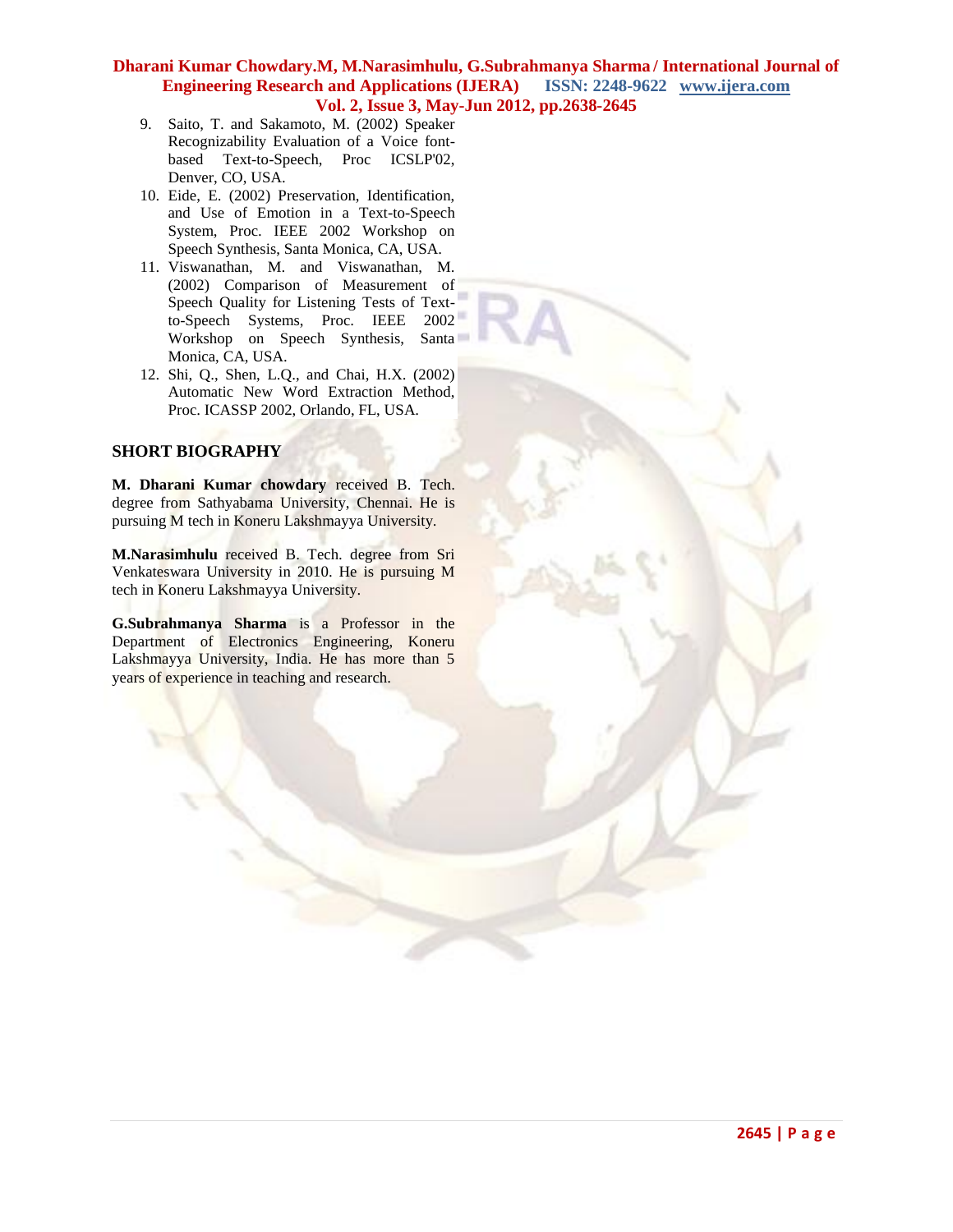9. Saito, T. and Sakamoto, M. (2002) Speaker Recognizability Evaluation of a Voice font-based Text-to-Speech, Proc ICSLP'02, Denver, CO, USA.
10. Eide, E. (2002) Preservation, Identification, and Use of Emotion in a Text-to-Speech System, Proc. IEEE 2002 Workshop on Speech Synthesis, Santa Monica, CA, USA.
11. Viswanathan, M. and Viswanathan, M. (2002) Comparison of Measurement of Speech Quality for Listening Tests of Text-to-Speech Systems, Proc. IEEE 2002 Workshop on Speech Synthesis, Santa Monica, CA, USA.
12. Shi, Q., Shen, L.Q., and Chai, H.X. (2002) Automatic New Word Extraction Method, Proc. ICASSP 2002, Orlando, FL, USA.

## SHORT BIOGRAPHY

**M. Dharani Kumar chowdary** received B. Tech. degree from Sathyabama University, Chennai. He is pursuing M tech in Koneru Lakshmayya University.

**M.Narasimhulu** received B. Tech. degree from Sri Venkateswara University in 2010. He is pursuing M tech in Koneru Lakshmayya University.

**G.Subrahmanya Sharma** is a Professor in the Department of Electronics Engineering, Koneru Lakshmayya University, India. He has more than 5 years of experience in teaching and research.